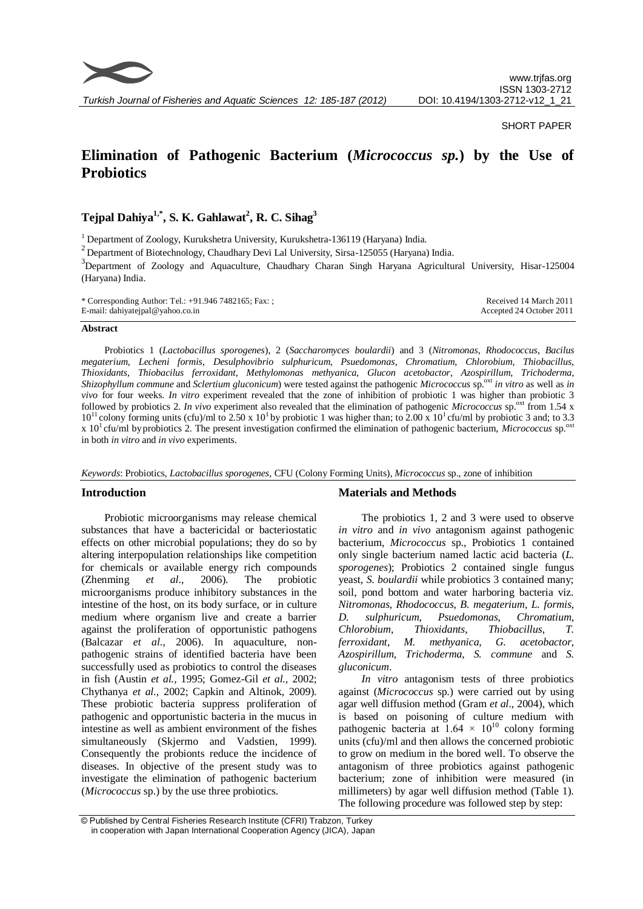SHORT PAPER

# Elimination of Pathogenic Bacterium (*Micrococcus sp.*) by the Use of Probiotics

**Tejpal Dahiya[1,*], S. K. Gahlawat[2], R. C. Sihag[3]**

[1] Department of Zoology, Kurukshetra University, Kurukshetra-136119 (Haryana) India.

[2] Department of Biotechnology, Chaudhary Devi Lal University, Sirsa-125055 (Haryana) India.

[3] Department of Zoology and Aquaculture, Chaudhary Charan Singh Haryana Agricultural University, Hisar-125004 (Haryana) India.

\* Corresponding Author: Tel.: +91.946 7482165; Fax: ;
E-mail: dahiyatejpal@yahoo.co.in

Received 14 March 2011
Accepted 24 October 2011

## Abstract

Probiotics 1 (*Lactobacillus sporogenes*), 2 (*Saccharomyces boulardii*) and 3 (*Nitromonas*, *Rhodococcus*, *Bacilus megaterium*, *Lecheni formis*, *Desulphovibrio sulphuricum*, *Psuedomonas*, *Chromatium*, *Chlorobium*, *Thiobacillus*, *Thioxidants*, *Thiobacilus ferroxidant*, *Methylomonas methyanica*, *Glucon acetobactor*, *Azospirillum*, *Trichoderma*, *Shizophyllum commune* and *Sclertium gluconicum*) were tested against the pathogenic *Micrococcus* sp.$^{oxt}$ *in vitro* as well as *in vivo* for four weeks. *In vitro* experiment revealed that the zone of inhibition of probiotic 1 was higher than probiotic 3 followed by probiotics 2. *In vivo* experiment also revealed that the elimination of pathogenic *Micrococcus* sp.$^{oxt}$ from 1.54 x $10^{11}$ colony forming units (cfu)/ml to 2.50 x $10^1$ by probiotic 1 was higher than; to 2.00 x $10^1$ cfu/ml by probiotic 3 and; to 3.3 x $10^1$ cfu/ml by probiotics 2. The present investigation confirmed the elimination of pathogenic bacterium, *Micrococcus* sp.$^{oxt}$ in both *in vitro* and *in vivo* experiments.

*Keywords*: Probiotics, *Lactobacillus sporogenes*, CFU (Colony Forming Units), *Micrococcus* sp., zone of inhibition

## Introduction

Probiotic microorganisms may release chemical substances that have a bactericidal or bacteriostatic effects on other microbial populations; they do so by altering interpopulation relationships like competition for chemicals or available energy rich compounds (Zhenming *et al*., 2006). The probiotic microorganisms produce inhibitory substances in the intestine of the host, on its body surface, or in culture medium where organism live and create a barrier against the proliferation of opportunistic pathogens (Balcazar *et al*., 2006). In aquaculture, non-pathogenic strains of identified bacteria have been successfully used as probiotics to control the diseases in fish (Austin *et al.,* 1995; Gomez-Gil *et al.,* 2002; Chythanya *et al.,* 2002; Capkin and Altinok, 2009). These probiotic bacteria suppress proliferation of pathogenic and opportunistic bacteria in the mucus in intestine as well as ambient environment of the fishes simultaneously (Skjermo and Vadstien, 1999). Consequently the probionts reduce the incidence of diseases. In objective of the present study was to investigate the elimination of pathogenic bacterium (*Micrococcus* sp.) by the use three probiotics.

## Materials and Methods

The probiotics 1, 2 and 3 were used to observe *in vitro* and *in vivo* antagonism against pathogenic bacterium, *Micrococcus* sp., Probiotics 1 contained only single bacterium named lactic acid bacteria (*L. sporogenes*); Probiotics 2 contained single fungus yeast, *S. boulardii* while probiotics 3 contained many; soil, pond bottom and water harboring bacteria viz. *Nitromonas*, *Rhodococcus*, *B. megaterium*, *L. formis*, *D. sulphuricum*, *Psuedomonas*, *Chromatium*, *Chlorobium*, *Thioxidants*, *Thiobacillus*, *T. ferroxidant*, *M. methyanica*, *G. acetobactor*, *Azospirillum*, *Trichoderma*, *S. commune* and *S. gluconicum*.

*In vitro* antagonism tests of three probiotics against (*Micrococcus* sp.) were carried out by using agar well diffusion method (Gram *et al*., 2004), which is based on poisoning of culture medium with pathogenic bacteria at $1.64 \times 10^{10}$ colony forming units (cfu)/ml and then allows the concerned probiotic to grow on medium in the bored well. To observe the antagonism of three probiotics against pathogenic bacterium; zone of inhibition were measured (in millimeters) by agar well diffusion method (Table 1). The following procedure was followed step by step:

© Published by Central Fisheries Research Institute (CFRI) Trabzon, Turkey in cooperation with Japan International Cooperation Agency (JICA), Japan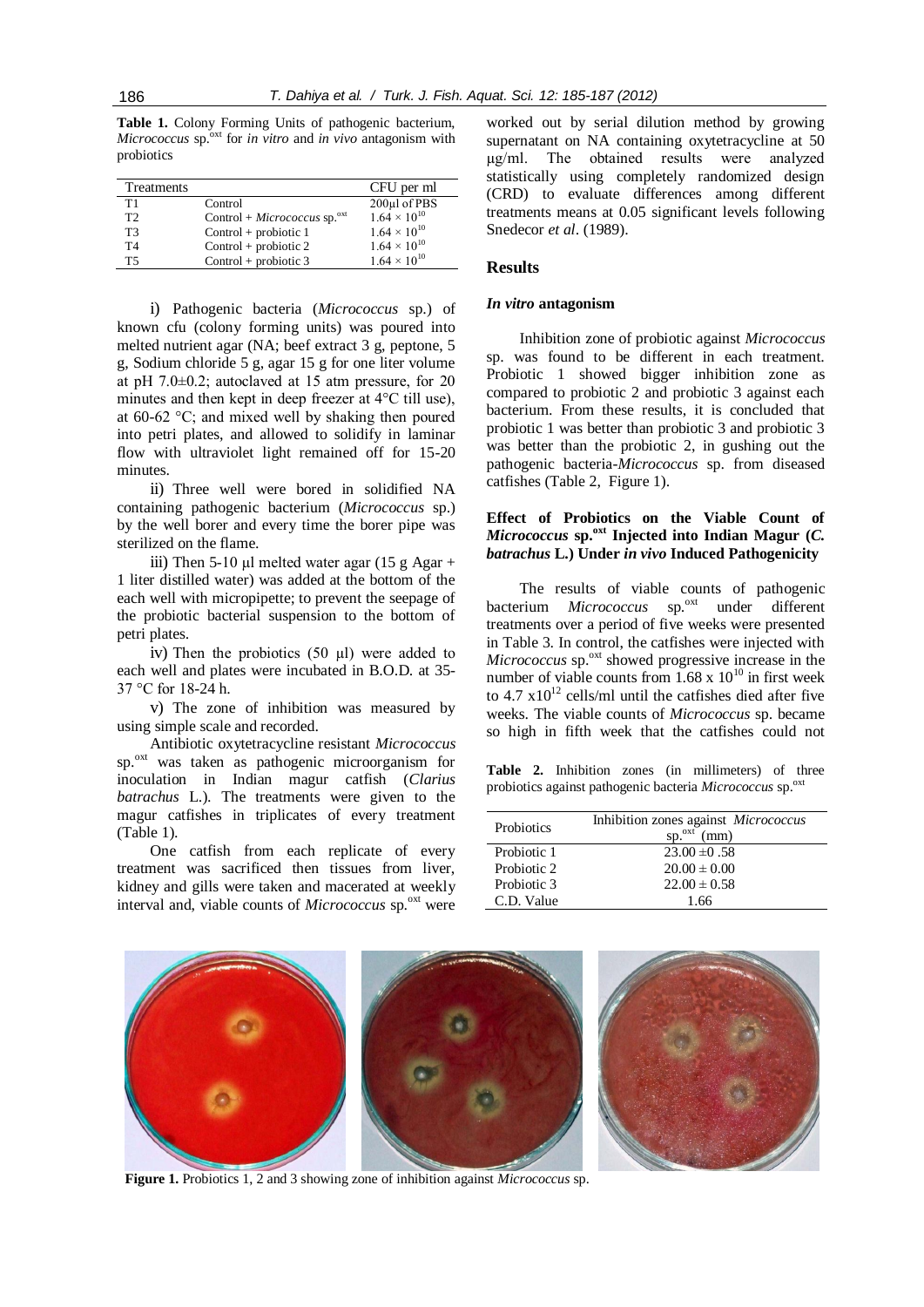**Table 1.** Colony Forming Units of pathogenic bacterium, *Micrococcus* sp.$^{oxt}$ for *in vitro* and *in vivo* antagonism with probiotics

| Treatments | | CFU per ml |
|---|---|---|
| T1 | Control | 200µl of PBS |
| T2 | Control + *Micrococcus* sp.$^{oxt}$ | $1.64 \times 10^{10}$ |
| T3 | Control + probiotic 1 | $1.64 \times 10^{10}$ |
| T4 | Control + probiotic 2 | $1.64 \times 10^{10}$ |
| T5 | Control + probiotic 3 | $1.64 \times 10^{10}$ |

i) Pathogenic bacteria (*Micrococcus* sp.) of known cfu (colony forming units) was poured into melted nutrient agar (NA; beef extract 3 g, peptone, 5 g, Sodium chloride 5 g, agar 15 g for one liter volume at pH 7.0±0.2; autoclaved at 15 atm pressure, for 20 minutes and then kept in deep freezer at 4°C till use), at 60-62 °C; and mixed well by shaking then poured into petri plates, and allowed to solidify in laminar flow with ultraviolet light remained off for 15-20 minutes.

ii) Three well were bored in solidified NA containing pathogenic bacterium (*Micrococcus* sp.) by the well borer and every time the borer pipe was sterilized on the flame.

iii) Then 5-10 µl melted water agar (15 g Agar + 1 liter distilled water) was added at the bottom of the each well with micropipette; to prevent the seepage of the probiotic bacterial suspension to the bottom of petri plates.

iv) Then the probiotics (50 µl) were added to each well and plates were incubated in B.O.D. at 35-37 °C for 18-24 h.

v) The zone of inhibition was measured by using simple scale and recorded.

Antibiotic oxytetracycline resistant *Micrococcus* sp.$^{oxt}$ was taken as pathogenic microorganism for inoculation in Indian magur catfish (*Clarius batrachus* L.). The treatments were given to the magur catfishes in triplicates of every treatment (Table 1).

One catfish from each replicate of every treatment was sacrificed then tissues from liver, kidney and gills were taken and macerated at weekly interval and, viable counts of *Micrococcus* sp.$^{oxt}$ were worked out by serial dilution method by growing supernatant on NA containing oxytetracycline at 50 µg/ml. The obtained results were analyzed statistically using completely randomized design (CRD) to evaluate differences among different treatments means at 0.05 significant levels following Snedecor *et al*. (1989).

## Results

### *In vitro* antagonism

Inhibition zone of probiotic against *Micrococcus* sp. was found to be different in each treatment. Probiotic 1 showed bigger inhibition zone as compared to probiotic 2 and probiotic 3 against each bacterium. From these results, it is concluded that probiotic 1 was better than probiotic 3 and probiotic 3 was better than the probiotic 2, in gushing out the pathogenic bacteria-*Micrococcus* sp. from diseased catfishes (Table 2, Figure 1).

### Effect of Probiotics on the Viable Count of *Micrococcus* sp.$^{oxt}$ Injected into Indian Magur (*C. batrachus* L.) Under *in vivo* Induced Pathogenicity

The results of viable counts of pathogenic bacterium *Micrococcus* sp.$^{oxt}$ under different treatments over a period of five weeks were presented in Table 3. In control, the catfishes were injected with *Micrococcus* sp.$^{oxt}$ showed progressive increase in the number of viable counts from $1.68 \times 10^{10}$ in first week to $4.7 \times 10^{12}$ cells/ml until the catfishes died after five weeks. The viable counts of *Micrococcus* sp. became so high in fifth week that the catfishes could not

**Table 2.** Inhibition zones (in millimeters) of three probiotics against pathogenic bacteria *Micrococcus* sp.$^{oxt}$

| Probiotics | Inhibition zones against *Micrococcus* sp.$^{oxt}$ (mm) |
|---|---|
| Probiotic 1 | 23.00 ±0 .58 |
| Probiotic 2 | 20.00 ± 0.00 |
| Probiotic 3 | 22.00 ± 0.58 |
| C.D. Value | 1.66 |

**Figure 1.** Probiotics 1, 2 and 3 showing zone of inhibition against *Micrococcus* sp.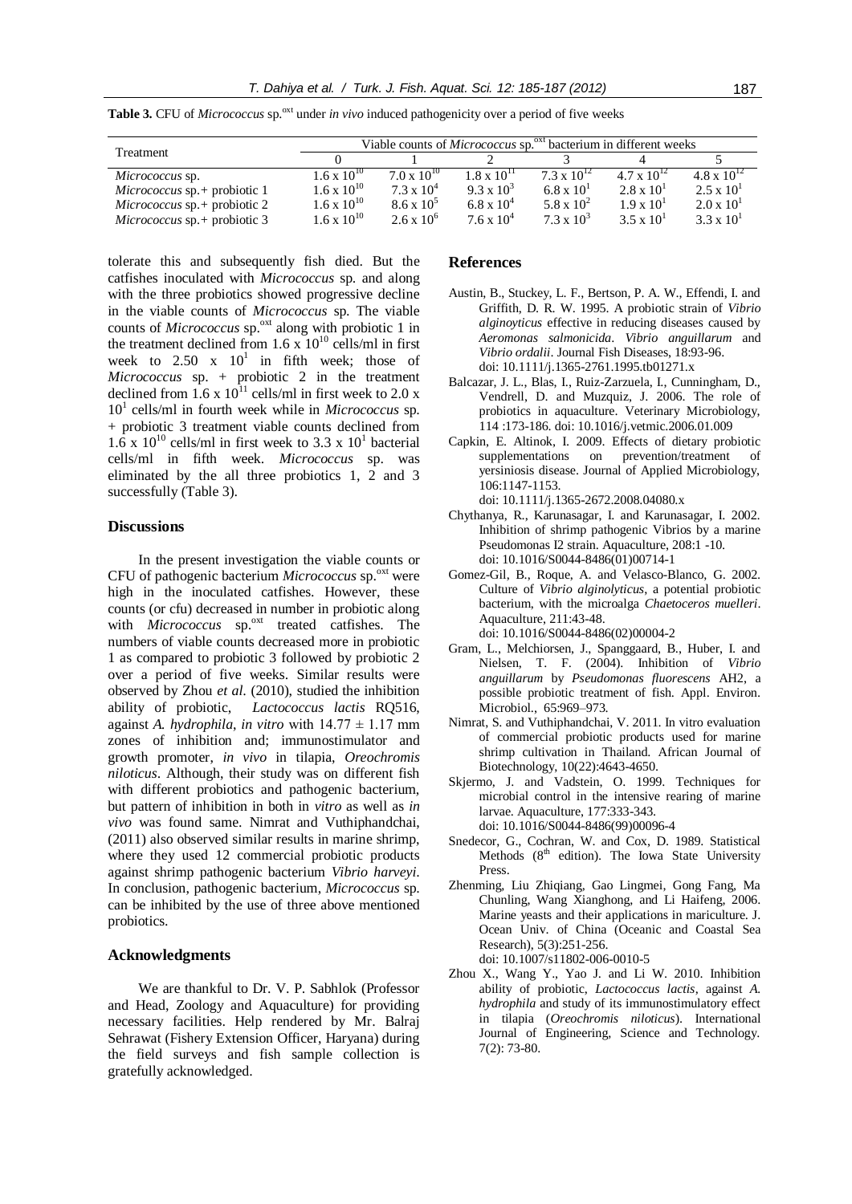**Table 3.** CFU of *Micrococcus* sp.$^{oxt}$ under *in vivo* induced pathogenicity over a period of five weeks

| Treatment | Viable counts of *Micrococcus* sp.$^{oxt}$ bacterium in different weeks | | | | | |
|---|---|---|---|---|---|---|
| | 0 | 1 | 2 | 3 | 4 | 5 |
| *Micrococcus* sp. | $1.6 \times 10^{10}$ | $7.0 \times 10^{10}$ | $1.8 \times 10^{11}$ | $7.3 \times 10^{12}$ | $4.7 \times 10^{12}$ | $4.8 \times 10^{12}$ |
| *Micrococcus* sp.+ probiotic 1 | $1.6 \times 10^{10}$ | $7.3 \times 10^{4}$ | $9.3 \times 10^{3}$ | $6.8 \times 10^{1}$ | $2.8 \times 10^{1}$ | $2.5 \times 10^{1}$ |
| *Micrococcus* sp.+ probiotic 2 | $1.6 \times 10^{10}$ | $8.6 \times 10^{5}$ | $6.8 \times 10^{4}$ | $5.8 \times 10^{2}$ | $1.9 \times 10^{1}$ | $2.0 \times 10^{1}$ |
| *Micrococcus* sp.+ probiotic 3 | $1.6 \times 10^{10}$ | $2.6 \times 10^{6}$ | $7.6 \times 10^{4}$ | $7.3 \times 10^{3}$ | $3.5 \times 10^{1}$ | $3.3 \times 10^{1}$ |

tolerate this and subsequently fish died. But the catfishes inoculated with *Micrococcus* sp. and along with the three probiotics showed progressive decline in the viable counts of *Micrococcus* sp. The viable counts of *Micrococcus* sp.$^{oxt}$ along with probiotic 1 in the treatment declined from $1.6 \times 10^{10}$ cells/ml in first week to $2.50 \times 10^{1}$ in fifth week; those of *Micrococcus* sp. + probiotic 2 in the treatment declined from $1.6 \times 10^{11}$ cells/ml in first week to $2.0 \times 10^{1}$ cells/ml in fourth week while in *Micrococcus* sp. + probiotic 3 treatment viable counts declined from $1.6 \times 10^{10}$ cells/ml in first week to $3.3 \times 10^{1}$ bacterial cells/ml in fifth week. *Micrococcus* sp. was eliminated by the all three probiotics 1, 2 and 3 successfully (Table 3).

## Discussions

In the present investigation the viable counts or CFU of pathogenic bacterium *Micrococcus* sp.$^{oxt}$ were high in the inoculated catfishes. However, these counts (or cfu) decreased in number in probiotic along with *Micrococcus* sp.$^{oxt}$ treated catfishes. The numbers of viable counts decreased more in probiotic 1 as compared to probiotic 3 followed by probiotic 2 over a period of five weeks. Similar results were observed by Zhou *et al*. (2010), studied the inhibition ability of probiotic, *Lactococcus lactis* RQ516, against *A. hydrophila*, *in vitro* with $14.77 \pm 1.17$ mm zones of inhibition and; immunostimulator and growth promoter, *in vivo* in tilapia, *Oreochromis niloticus*. Although, their study was on different fish with different probiotics and pathogenic bacterium, but pattern of inhibition in both in *vitro* as well as *in vivo* was found same. Nimrat and Vuthiphandchai, (2011) also observed similar results in marine shrimp, where they used 12 commercial probiotic products against shrimp pathogenic bacterium *Vibrio harveyi*. In conclusion, pathogenic bacterium, *Micrococcus* sp. can be inhibited by the use of three above mentioned probiotics.

## Acknowledgments

We are thankful to Dr. V. P. Sabhlok (Professor and Head, Zoology and Aquaculture) for providing necessary facilities. Help rendered by Mr. Balraj Sehrawat (Fishery Extension Officer, Haryana) during the field surveys and fish sample collection is gratefully acknowledged.

## References

Austin, B., Stuckey, L. F., Bertson, P. A. W., Effendi, I. and Griffith, D. R. W. 1995. A probiotic strain of *Vibrio alginoyticus* effective in reducing diseases caused by *Aeromonas salmonicida*. *Vibrio anguillarum* and *Vibrio ordalii*. Journal Fish Diseases, 18:93-96. doi: 10.1111/j.1365-2761.1995.tb01271.x

Balcazar, J. L., Blas, I., Ruiz-Zarzuela, I., Cunningham, D., Vendrell, D. and Muzquiz, J. 2006. The role of probiotics in aquaculture. Veterinary Microbiology, 114 :173-186. doi: 10.1016/j.vetmic.2006.01.009

Capkin, E. Altinok, I. 2009. Effects of dietary probiotic supplementations on prevention/treatment of yersiniosis disease. Journal of Applied Microbiology, 106:1147-1153. doi: 10.1111/j.1365-2672.2008.04080.x

Chythanya, R., Karunasagar, I. and Karunasagar, I. 2002. Inhibition of shrimp pathogenic Vibrios by a marine Pseudomonas I2 strain. Aquaculture, 208:1 -10. doi: 10.1016/S0044-8486(01)00714-1

Gomez-Gil, B., Roque, A. and Velasco-Blanco, G. 2002. Culture of *Vibrio alginolyticus*, a potential probiotic bacterium, with the microalga *Chaetoceros muelleri*. Aquaculture, 211:43-48. doi: 10.1016/S0044-8486(02)00004-2

Gram, L., Melchiorsen, J., Spanggaard, B., Huber, I. and Nielsen, T. F. (2004). Inhibition of *Vibrio anguillarum* by *Pseudomonas fluorescens* AH2, a possible probiotic treatment of fish. Appl. Environ. Microbiol., 65:969–973.

Nimrat, S. and Vuthiphandchai, V. 2011. In vitro evaluation of commercial probiotic products used for marine shrimp cultivation in Thailand. African Journal of Biotechnology, 10(22):4643-4650.

Skjermo, J. and Vadstein, O. 1999. Techniques for microbial control in the intensive rearing of marine larvae. Aquaculture, 177:333-343. doi: 10.1016/S0044-8486(99)00096-4

Snedecor, G., Cochran, W. and Cox, D. 1989. Statistical Methods (8th edition). The Iowa State University Press.

Zhenming, Liu Zhiqiang, Gao Lingmei, Gong Fang, Ma Chunling, Wang Xianghong, and Li Haifeng, 2006. Marine yeasts and their applications in mariculture. J. Ocean Univ. of China (Oceanic and Coastal Sea Research), 5(3):251-256. doi: 10.1007/s11802-006-0010-5

Zhou X., Wang Y., Yao J. and Li W. 2010. Inhibition ability of probiotic, *Lactococcus lactis*, against *A. hydrophila* and study of its immunostimulatory effect in tilapia (*Oreochromis niloticus*). International Journal of Engineering, Science and Technology. 7(2): 73-80.